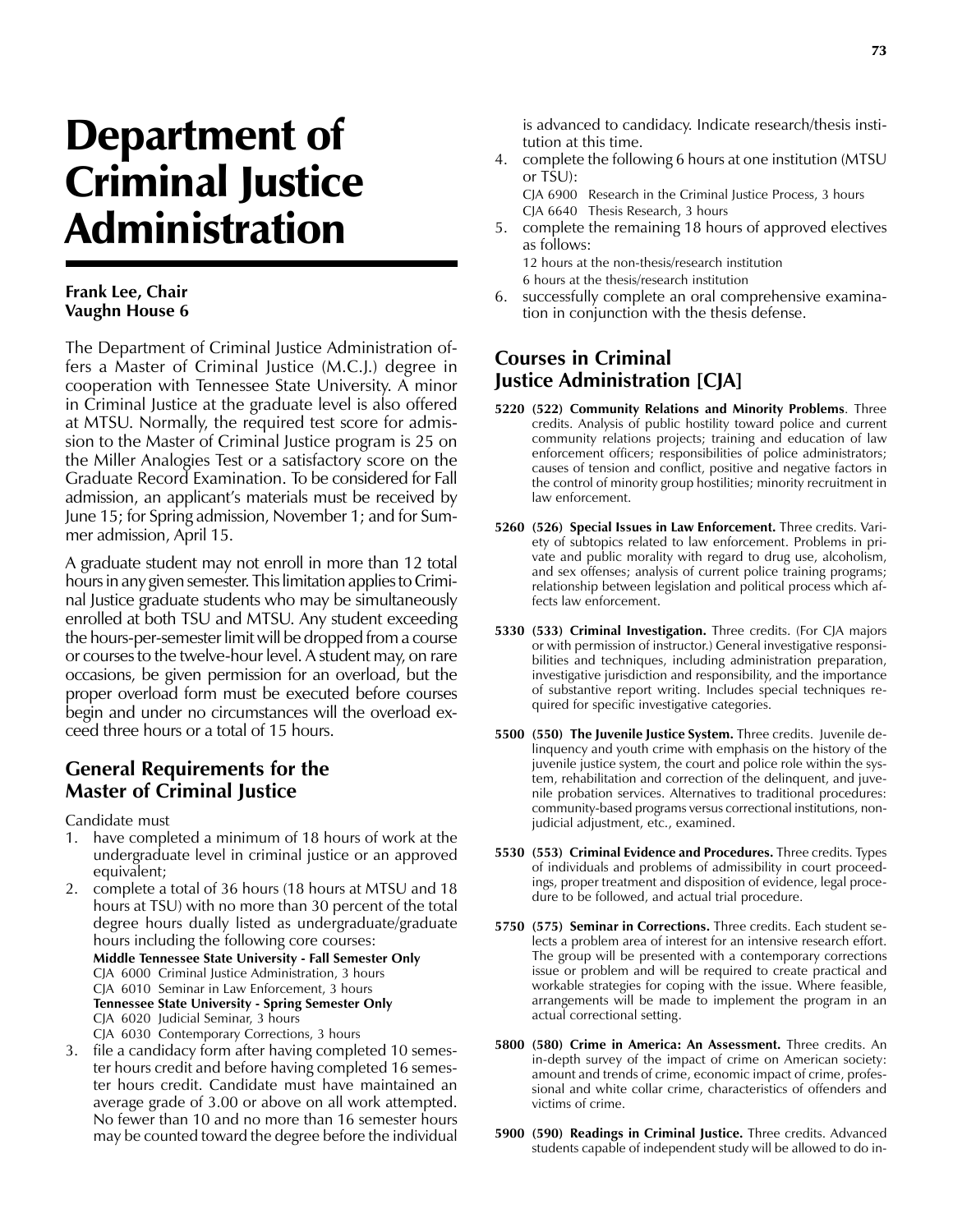# Department of Criminal Justice Administration

**Frank Lee, Chair**
**Vaughn House 6**

The Department of Criminal Justice Administration offers a Master of Criminal Justice (M.C.J.) degree in cooperation with Tennessee State University. A minor in Criminal Justice at the graduate level is also offered at MTSU. Normally, the required test score for admission to the Master of Criminal Justice program is 25 on the Miller Analogies Test or a satisfactory score on the Graduate Record Examination. To be considered for Fall admission, an applicant's materials must be received by June 15; for Spring admission, November 1; and for Summer admission, April 15.

A graduate student may not enroll in more than 12 total hours in any given semester. This limitation applies to Criminal Justice graduate students who may be simultaneously enrolled at both TSU and MTSU. Any student exceeding the hours-per-semester limit will be dropped from a course or courses to the twelve-hour level. A student may, on rare occasions, be given permission for an overload, but the proper overload form must be executed before courses begin and under no circumstances will the overload exceed three hours or a total of 15 hours.

## General Requirements for the Master of Criminal Justice

Candidate must

1. have completed a minimum of 18 hours of work at the undergraduate level in criminal justice or an approved equivalent;
2. complete a total of 36 hours (18 hours at MTSU and 18 hours at TSU) with no more than 30 percent of the total degree hours dually listed as undergraduate/graduate hours including the following core courses:
   **Middle Tennessee State University - Fall Semester Only**
   CJA 6000 Criminal Justice Administration, 3 hours
   CJA 6010 Seminar in Law Enforcement, 3 hours
   **Tennessee State University - Spring Semester Only**
   CJA 6020 Judicial Seminar, 3 hours
   CJA 6030 Contemporary Corrections, 3 hours
3. file a candidacy form after having completed 10 semester hours credit and before having completed 16 semester hours credit. Candidate must have maintained an average grade of 3.00 or above on all work attempted. No fewer than 10 and no more than 16 semester hours may be counted toward the degree before the individual is advanced to candidacy. Indicate research/thesis institution at this time.
4. complete the following 6 hours at one institution (MTSU or TSU):
   CJA 6900 Research in the Criminal Justice Process, 3 hours
   CJA 6640 Thesis Research, 3 hours
5. complete the remaining 18 hours of approved electives as follows:
   12 hours at the non-thesis/research institution
   6 hours at the thesis/research institution
6. successfully complete an oral comprehensive examination in conjunction with the thesis defense.

## Courses in Criminal Justice Administration [CJA]

**5220 (522) Community Relations and Minority Problems**. Three credits. Analysis of public hostility toward police and current community relations projects; training and education of law enforcement officers; responsibilities of police administrators; causes of tension and conflict, positive and negative factors in the control of minority group hostilities; minority recruitment in law enforcement.

**5260 (526) Special Issues in Law Enforcement.** Three credits. Variety of subtopics related to law enforcement. Problems in private and public morality with regard to drug use, alcoholism, and sex offenses; analysis of current police training programs; relationship between legislation and political process which affects law enforcement.

**5330 (533) Criminal Investigation.** Three credits. (For CJA majors or with permission of instructor.) General investigative responsibilities and techniques, including administration preparation, investigative jurisdiction and responsibility, and the importance of substantive report writing. Includes special techniques required for specific investigative categories.

**5500 (550) The Juvenile Justice System.** Three credits. Juvenile delinquency and youth crime with emphasis on the history of the juvenile justice system, the court and police role within the system, rehabilitation and correction of the delinquent, and juvenile probation services. Alternatives to traditional procedures: community-based programs versus correctional institutions, nonjudicial adjustment, etc., examined.

**5530 (553) Criminal Evidence and Procedures.** Three credits. Types of individuals and problems of admissibility in court proceedings, proper treatment and disposition of evidence, legal procedure to be followed, and actual trial procedure.

**5750 (575) Seminar in Corrections.** Three credits. Each student selects a problem area of interest for an intensive research effort. The group will be presented with a contemporary corrections issue or problem and will be required to create practical and workable strategies for coping with the issue. Where feasible, arrangements will be made to implement the program in an actual correctional setting.

**5800 (580) Crime in America: An Assessment.** Three credits. An in-depth survey of the impact of crime on American society: amount and trends of crime, economic impact of crime, professional and white collar crime, characteristics of offenders and victims of crime.

**5900 (590) Readings in Criminal Justice.** Three credits. Advanced students capable of independent study will be allowed to do in-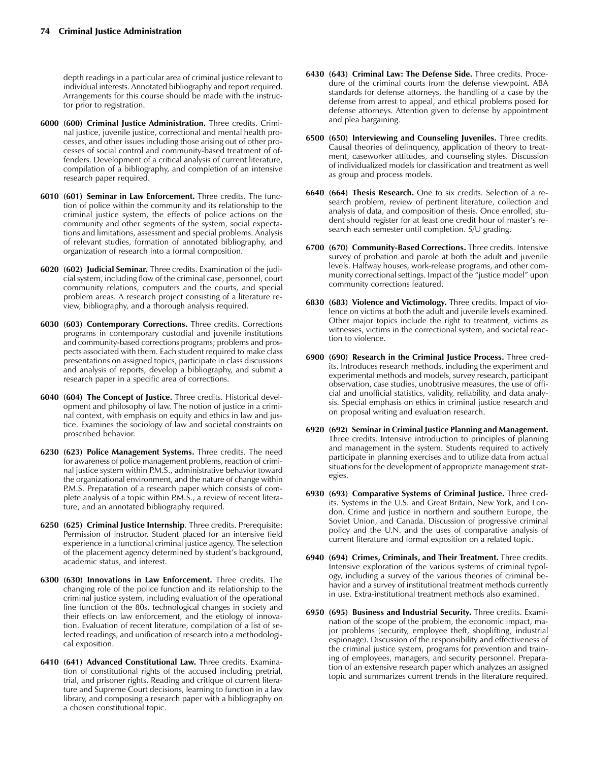depth readings in a particular area of criminal justice relevant to individual interests. Annotated bibliography and report required. Arrangements for this course should be made with the instructor prior to registration.

**6000 (600) Criminal Justice Administration.** Three credits. Criminal justice, juvenile justice, correctional and mental health processes, and other issues including those arising out of other processes of social control and community-based treatment of offenders. Development of a critical analysis of current literature, compilation of a bibliography, and completion of an intensive research paper required.

**6010 (601) Seminar in Law Enforcement.** Three credits. The function of police within the community and its relationship to the criminal justice system, the effects of police actions on the community and other segments of the system, social expectations and limitations, assessment and special problems. Analysis of relevant studies, formation of annotated bibliography, and organization of research into a formal composition.

**6020 (602) Judicial Seminar.** Three credits. Examination of the judicial system, including flow of the criminal case, personnel, court community relations, computers and the courts, and special problem areas. A research project consisting of a literature review, bibliography, and a thorough analysis required.

**6030 (603) Contemporary Corrections.** Three credits. Corrections programs in contemporary custodial and juvenile institutions and community-based corrections programs; problems and prospects associated with them. Each student required to make class presentations on assigned topics, participate in class discussions and analysis of reports, develop a bibliography, and submit a research paper in a specific area of corrections.

**6040 (604) The Concept of Justice.** Three credits. Historical development and philosophy of law. The notion of justice in a criminal context, with emphasis on equity and ethics in law and justice. Examines the sociology of law and societal constraints on proscribed behavior.

**6230 (623) Police Management Systems.** Three credits. The need for awareness of police management problems, reaction of criminal justice system within P.M.S., administrative behavior toward the organizational environment, and the nature of change within P.M.S. Preparation of a research paper which consists of complete analysis of a topic within P.M.S., a review of recent literature, and an annotated bibliography required.

**6250 (625) Criminal Justice Internship**. Three credits. Prerequisite: Permission of instructor. Student placed for an intensive field experience in a functional criminal justice agency. The selection of the placement agency determined by student's background, academic status, and interest.

**6300 (630) Innovations in Law Enforcement.** Three credits. The changing role of the police function and its relationship to the criminal justice system, including evaluation of the operational line function of the 80s, technological changes in society and their effects on law enforcement, and the etiology of innovation. Evaluation of recent literature, compilation of a list of selected readings, and unification of research into a methodological exposition.

**6410 (641) Advanced Constitutional Law.** Three credits. Examination of constitutional rights of the accused including pretrial, trial, and prisoner rights. Reading and critique of current literature and Supreme Court decisions, learning to function in a law library, and composing a research paper with a bibliography on a chosen constitutional topic.

**6430 (643) Criminal Law: The Defense Side.** Three credits. Procedure of the criminal courts from the defense viewpoint. ABA standards for defense attorneys, the handling of a case by the defense from arrest to appeal, and ethical problems posed for defense attorneys. Attention given to defense by appointment and plea bargaining.

**6500 (650) Interviewing and Counseling Juveniles.** Three credits. Causal theories of delinquency, application of theory to treatment, caseworker attitudes, and counseling styles. Discussion of individualized models for classification and treatment as well as group and process models.

**6640 (664) Thesis Research.** One to six credits. Selection of a research problem, review of pertinent literature, collection and analysis of data, and composition of thesis. Once enrolled, student should register for at least one credit hour of master's research each semester until completion. S/U grading.

**6700 (670) Community-Based Corrections.** Three credits. Intensive survey of probation and parole at both the adult and juvenile levels. Halfway houses, work-release programs, and other community correctional settings. Impact of the "justice model" upon community corrections featured.

**6830 (683) Violence and Victimology.** Three credits. Impact of violence on victims at both the adult and juvenile levels examined. Other major topics include the right to treatment, victims as witnesses, victims in the correctional system, and societal reaction to violence.

**6900 (690) Research in the Criminal Justice Process.** Three credits. Introduces research methods, including the experiment and experimental methods and models, survey research, participant observation, case studies, unobtrusive measures, the use of official and unofficial statistics, validity, reliability, and data analysis. Special emphasis on ethics in criminal justice research and on proposal writing and evaluation research.

**6920 (692) Seminar in Criminal Justice Planning and Management.** Three credits. Intensive introduction to principles of planning and management in the system. Students required to actively participate in planning exercises and to utilize data from actual situations for the development of appropriate management strategies.

**6930 (693) Comparative Systems of Criminal Justice.** Three credits. Systems in the U.S. and Great Britain, New York, and London. Crime and justice in northern and southern Europe, the Soviet Union, and Canada. Discussion of progressive criminal policy and the U.N. and the uses of comparative analysis of current literature and formal exposition on a related topic.

**6940 (694) Crimes, Criminals, and Their Treatment.** Three credits. Intensive exploration of the various systems of criminal typology, including a survey of the various theories of criminal behavior and a survey of institutional treatment methods currently in use. Extra-institutional treatment methods also examined.

**6950 (695) Business and Industrial Security.** Three credits. Examination of the scope of the problem, the economic impact, major problems (security, employee theft, shoplifting, industrial espionage). Discussion of the responsibility and effectiveness of the criminal justice system, programs for prevention and training of employees, managers, and security personnel. Preparation of an extensive research paper which analyzes an assigned topic and summarizes current trends in the literature required.